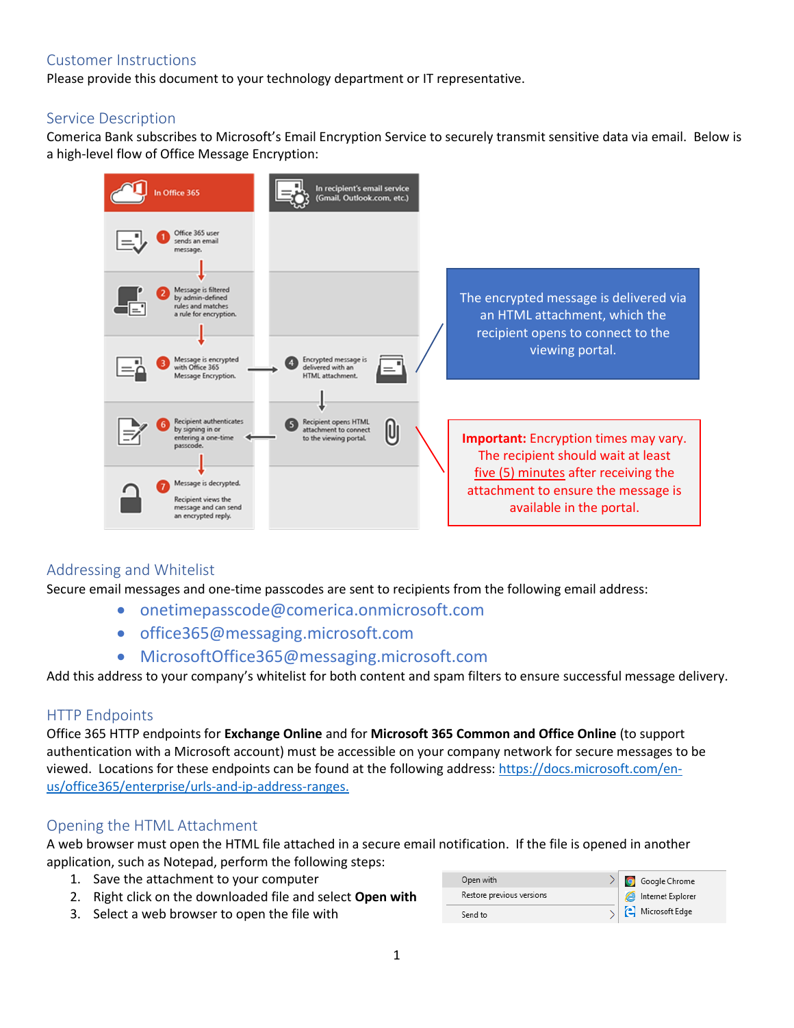## Customer Instructions

Please provide this document to your technology department or IT representative.

## Service Description

Comerica Bank subscribes to Microsoft's Email Encryption Service to securely transmit sensitive data via email. Below is a high-level flow of Office Message Encryption:

In Office 365

In recipient's email service (Gmail, Outlook.com, etc.)

1. Office 365 user sends an email message.
2. Message is filtered by admin-defined rules and matches a rule for encryption.
3. Message is encrypted with Office 365 Message Encryption.
4. Encrypted message is delivered with an HTML attachment.
5. Recipient opens HTML attachment to connect to the viewing portal.
6. Recipient authenticates by signing in or entering a one-time passcode.
7. Message is decrypted. Recipient views the message and can send an encrypted reply.

The encrypted message is delivered via an HTML attachment, which the recipient opens to connect to the viewing portal.

**Important:** Encryption times may vary. The recipient should wait at least five (5) minutes after receiving the attachment to ensure the message is available in the portal.

## Addressing and Whitelist

Secure email messages and one-time passcodes are sent to recipients from the following email address:

- onetimepasscode@comerica.onmicrosoft.com
- office365@messaging.microsoft.com
- MicrosoftOffice365@messaging.microsoft.com

Add this address to your company's whitelist for both content and spam filters to ensure successful message delivery.

## HTTP Endpoints

Office 365 HTTP endpoints for **Exchange Online** and for **Microsoft 365 Common and Office Online** (to support authentication with a Microsoft account) must be accessible on your company network for secure messages to be viewed. Locations for these endpoints can be found at the following address: https://docs.microsoft.com/en-us/office365/enterprise/urls-and-ip-address-ranges.

## Opening the HTML Attachment

A web browser must open the HTML file attached in a secure email notification. If the file is opened in another application, such as Notepad, perform the following steps:

1. Save the attachment to your computer
2. Right click on the downloaded file and select **Open with**
3. Select a web browser to open the file with

Open with | Restore previous versions | Send to

Google Chrome | Internet Explorer | Microsoft Edge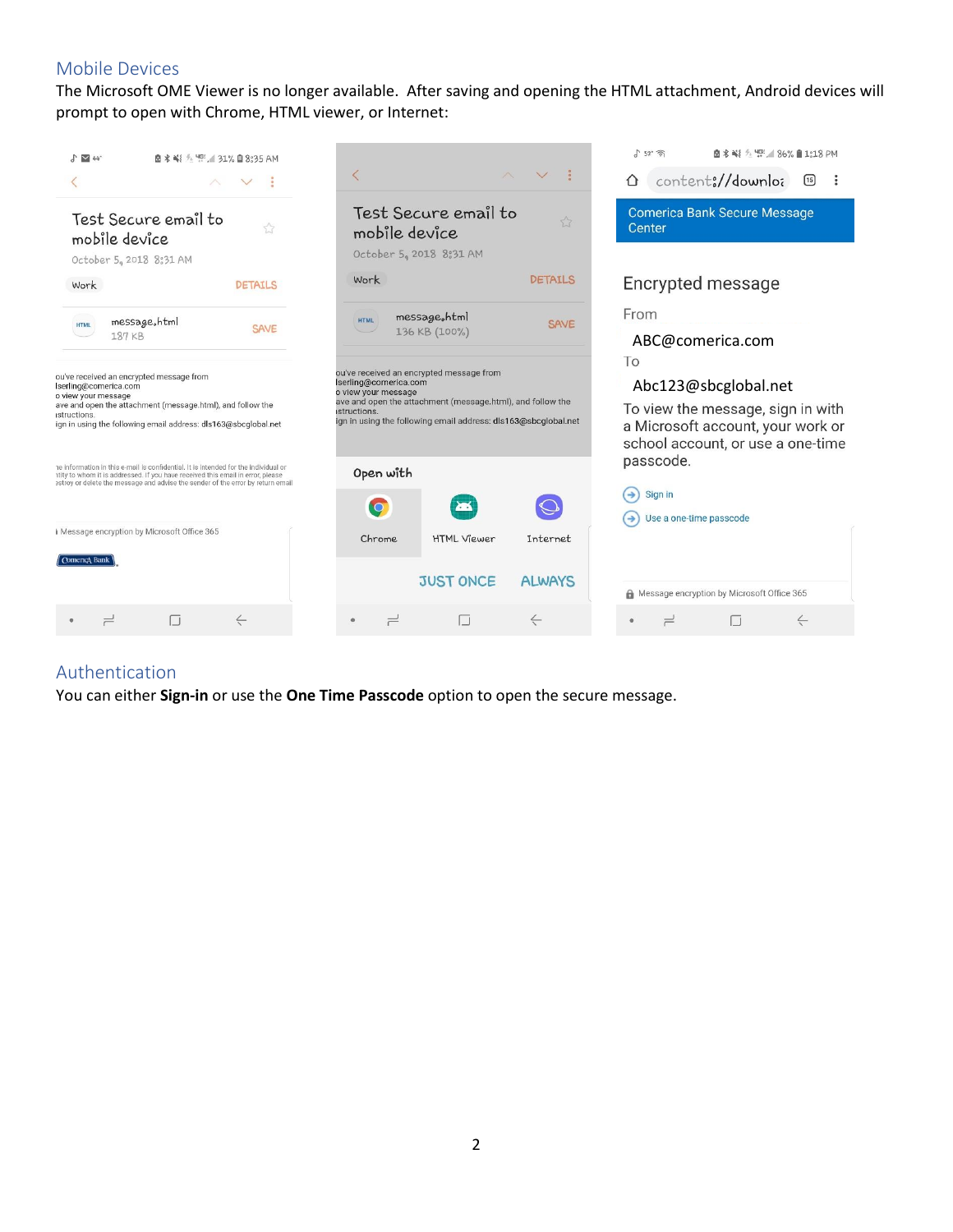## Mobile Devices

The Microsoft OME Viewer is no longer available. After saving and opening the HTML attachment, Android devices will prompt to open with Chrome, HTML viewer, or Internet:

## Authentication

You can either **Sign-in** or use the **One Time Passcode** option to open the secure message.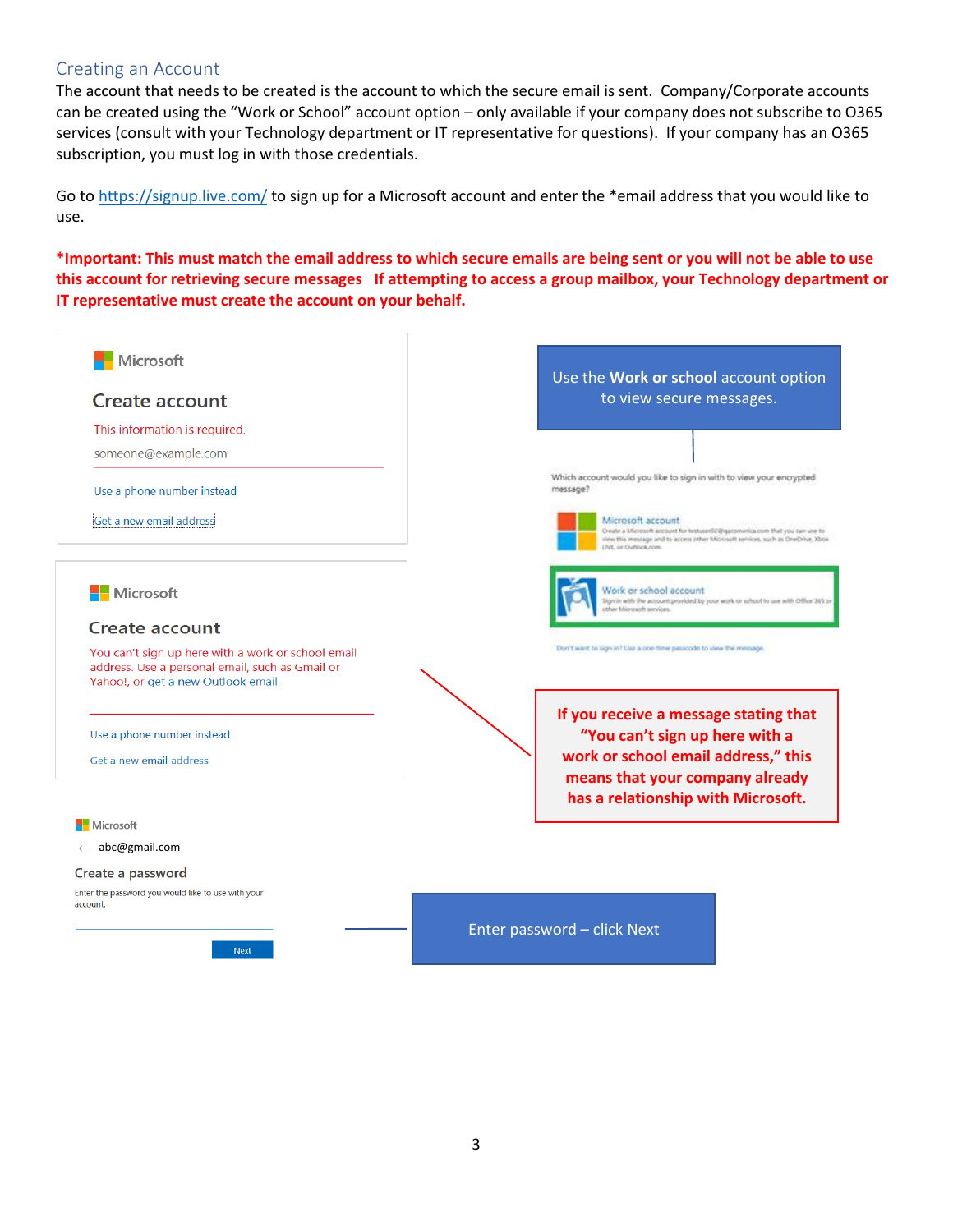## Creating an Account

The account that needs to be created is the account to which the secure email is sent. Company/Corporate accounts can be created using the "Work or School" account option – only available if your company does not subscribe to O365 services (consult with your Technology department or IT representative for questions). If your company has an O365 subscription, you must log in with those credentials.

Go to https://signup.live.com/ to sign up for a Microsoft account and enter the *email address that you would like to use.

***Important: This must match the email address to which secure emails are being sent or you will not be able to use this account for retrieving secure messages If attempting to access a group mailbox, your Technology department or IT representative must create the account on your behalf.**

Microsoft

Create account

This information is required.

someone@example.com

Use a phone number instead

Get a new email address

Use the **Work or school** account option to view secure messages.

Which account would you like to sign in with to view your encrypted message?

Microsoft account

Create a Microsoft account for testuser02@gacamerica.com that you can use to view this message and to access other Microsoft services, such as OneDrive, Xbox LIVE, or Outlook.com.

Work or school account

Sign in with the account provided by your work or school to use with Office 365 or other Microsoft services.

Don't want to sign in? Use a one-time passcode to view the message.

Microsoft

Create account

You can't sign up here with a work or school email address. Use a personal email, such as Gmail or Yahoo!, or get a new Outlook email.

Use a phone number instead

Get a new email address

**If you receive a message stating that "You can't sign up here with a work or school email address," this means that your company already has a relationship with Microsoft.**

Microsoft

abc@gmail.com

Create a password

Enter the password you would like to use with your account.

Next

Enter password – click Next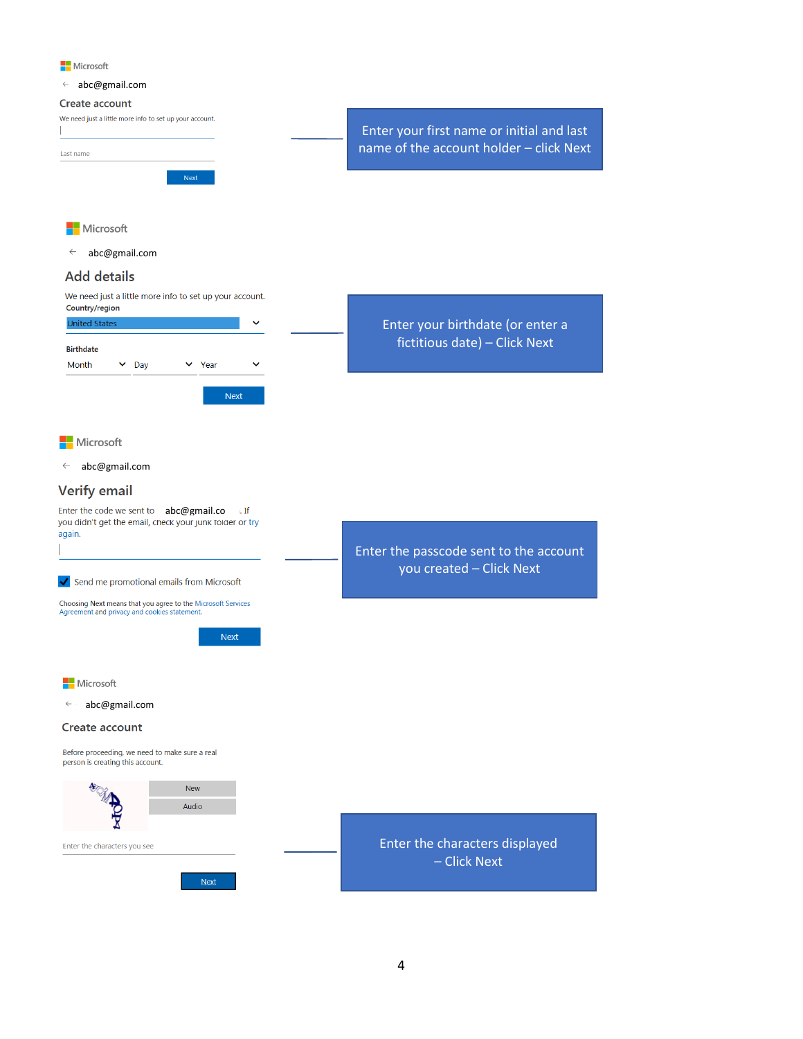Microsoft

← abc@gmail.com

Create account

We need just a little more info to set up your account.

Last name

Next

Enter your first name or initial and last name of the account holder – click Next

Microsoft

← abc@gmail.com

## Add details

We need just a little more info to set up your account.

**Country/region**

United States

**Birthdate**

Month Day Year

Next

Enter your birthdate (or enter a fictitious date) – Click Next

Microsoft

← abc@gmail.com

## Verify email

Enter the code we sent to abc@gmail.co . If you didn't get the email, check your junk folder or try again.

Send me promotional emails from Microsoft

Choosing **Next** means that you agree to the Microsoft Services Agreement and privacy and cookies statement.

Next

Enter the passcode sent to the account you created – Click Next

Microsoft

← abc@gmail.com

Create account

Before proceeding, we need to make sure a real person is creating this account.

New

Audio

Enter the characters you see

Next

Enter the characters displayed – Click Next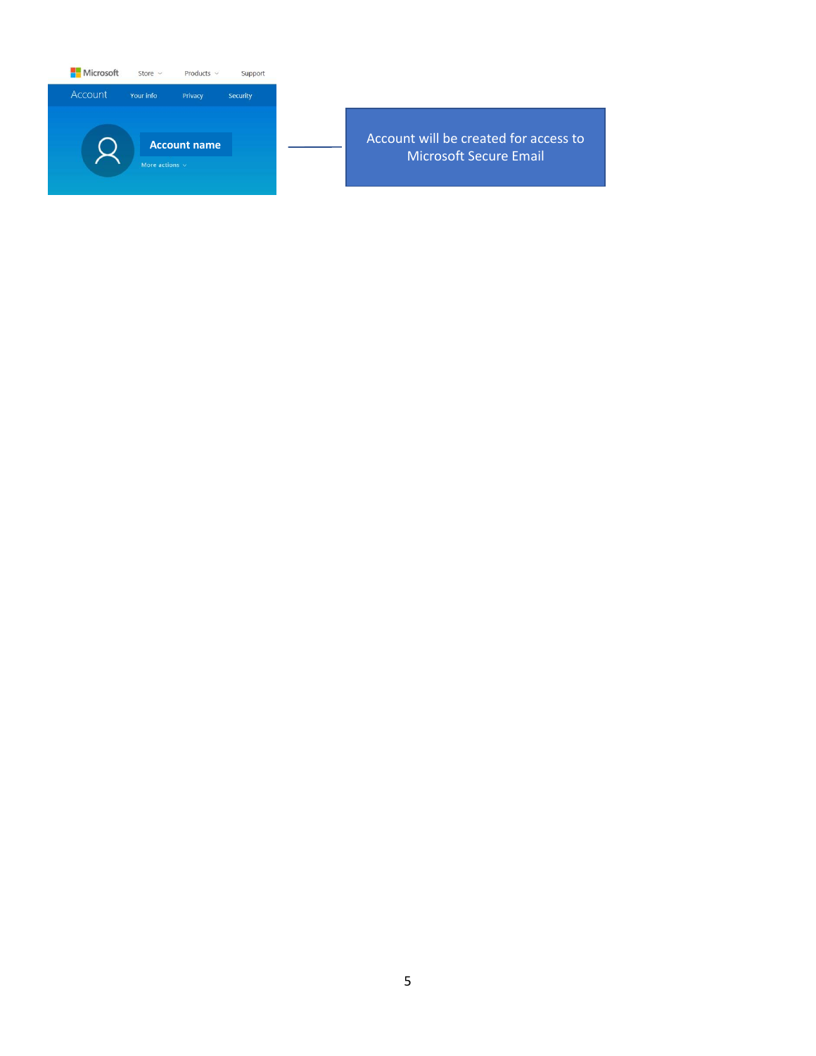Microsoft Store Products Support

Account Your info Privacy Security

Account name

More actions

Account will be created for access to Microsoft Secure Email